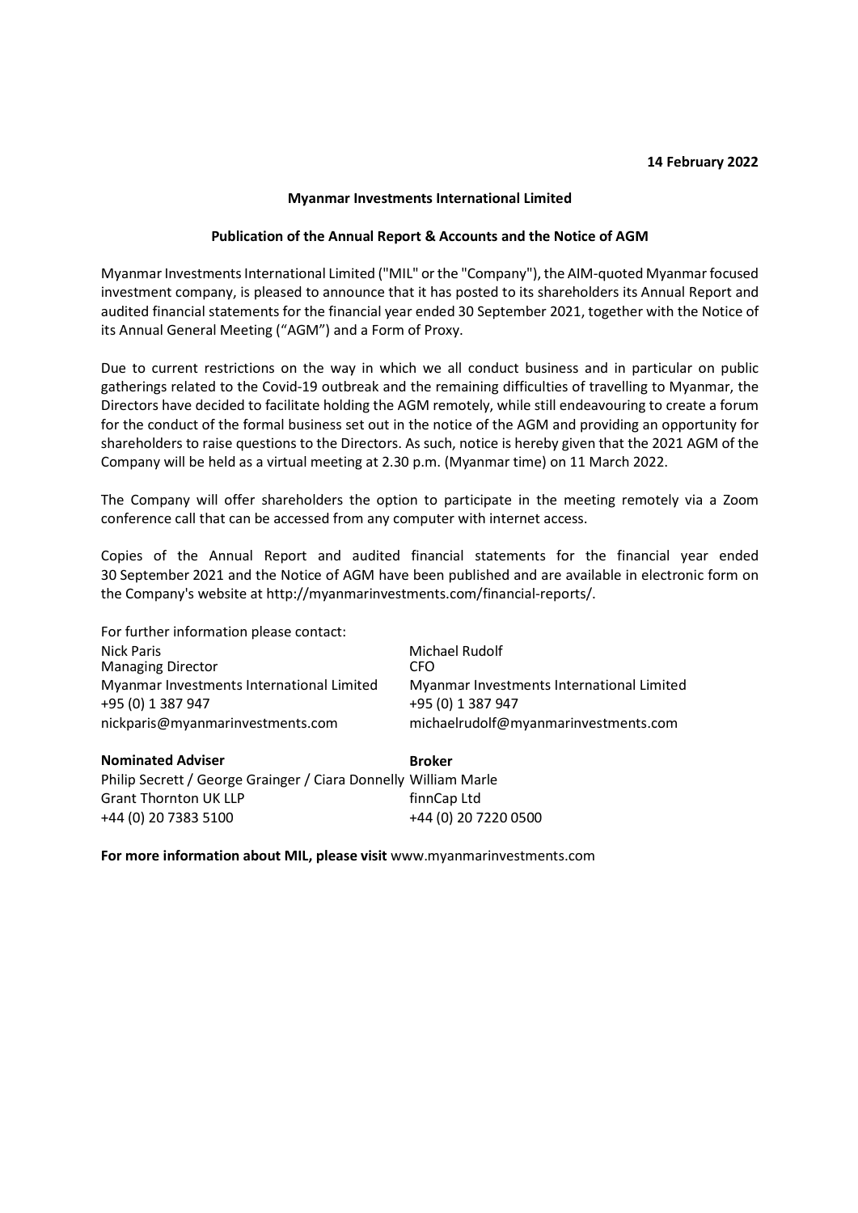**14 February 2022**

**Myanmar Investments International Limited**

**Publication of the Annual Report & Accounts and the Notice of AGM**

Myanmar Investments International Limited ("MIL" or the "Company"), the AIM-quoted Myanmar focused investment company, is pleased to announce that it has posted to its shareholders its Annual Report and audited financial statements for the financial year ended 30 September 2021, together with the Notice of its Annual General Meeting ("AGM") and a Form of Proxy.

Due to current restrictions on the way in which we all conduct business and in particular on public gatherings related to the Covid-19 outbreak and the remaining difficulties of travelling to Myanmar, the Directors have decided to facilitate holding the AGM remotely, while still endeavouring to create a forum for the conduct of the formal business set out in the notice of the AGM and providing an opportunity for shareholders to raise questions to the Directors. As such, notice is hereby given that the 2021 AGM of the Company will be held as a virtual meeting at 2.30 p.m. (Myanmar time) on 11 March 2022.

The Company will offer shareholders the option to participate in the meeting remotely via a Zoom conference call that can be accessed from any computer with internet access.

Copies of the Annual Report and audited financial statements for the financial year ended 30 September 2021 and the Notice of AGM have been published and are available in electronic form on the Company's website at http://myanmarinvestments.com/financial-reports/.

For further information please contact:

Nick Paris
Managing Director
Myanmar Investments International Limited
+95 (0) 1 387 947
nickparis@myanmarinvestments.com

Michael Rudolf
CFO
Myanmar Investments International Limited
+95 (0) 1 387 947
michaelrudolf@myanmarinvestments.com

**Nominated Adviser**
Philip Secrett / George Grainger / Ciara Donnelly
Grant Thornton UK LLP
+44 (0) 20 7383 5100

**Broker**
William Marle
finnCap Ltd
+44 (0) 20 7220 0500

**For more information about MIL, please visit** www.myanmarinvestments.com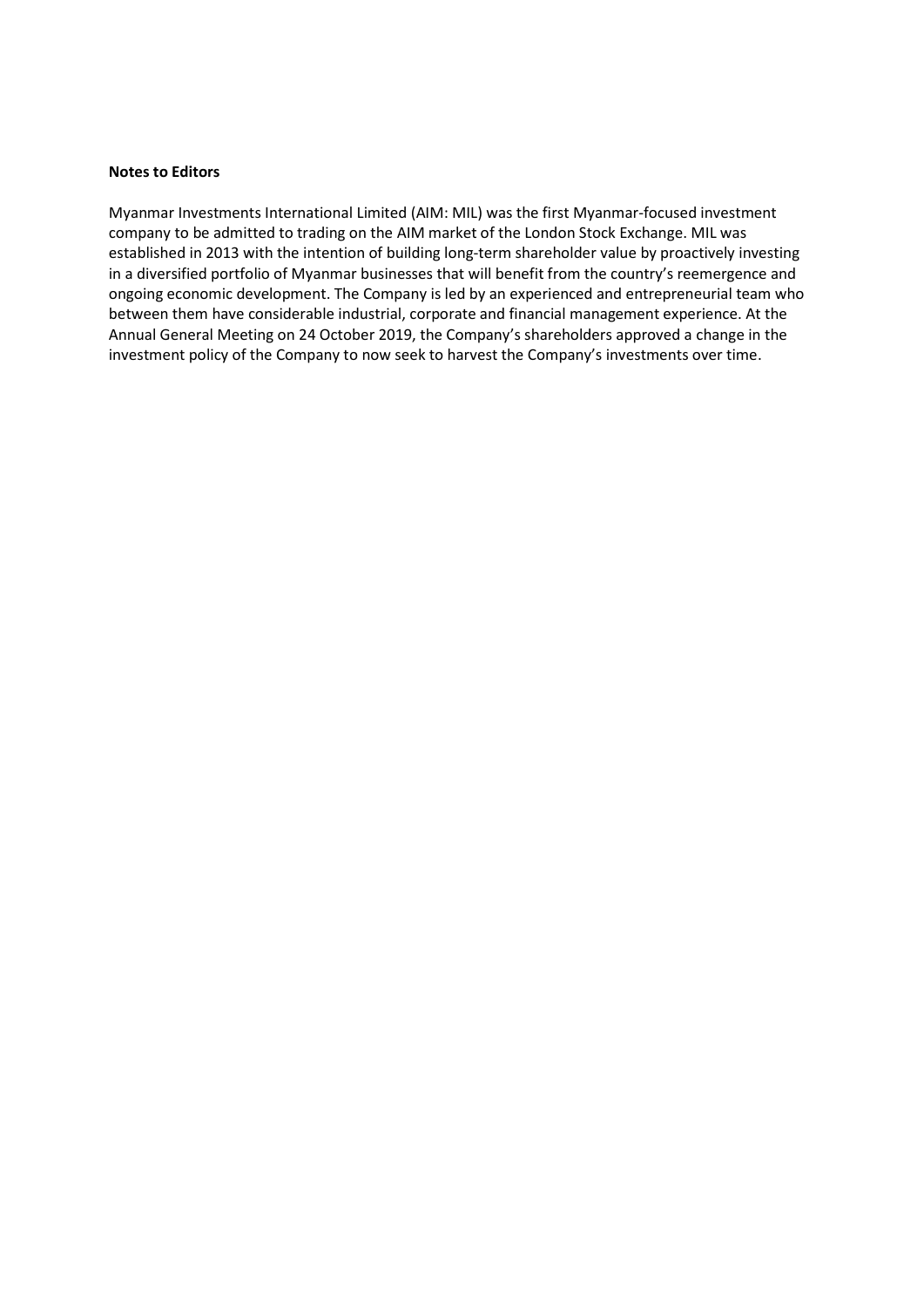**Notes to Editors**

Myanmar Investments International Limited (AIM: MIL) was the first Myanmar-focused investment company to be admitted to trading on the AIM market of the London Stock Exchange. MIL was established in 2013 with the intention of building long-term shareholder value by proactively investing in a diversified portfolio of Myanmar businesses that will benefit from the country's reemergence and ongoing economic development. The Company is led by an experienced and entrepreneurial team who between them have considerable industrial, corporate and financial management experience. At the Annual General Meeting on 24 October 2019, the Company's shareholders approved a change in the investment policy of the Company to now seek to harvest the Company's investments over time.